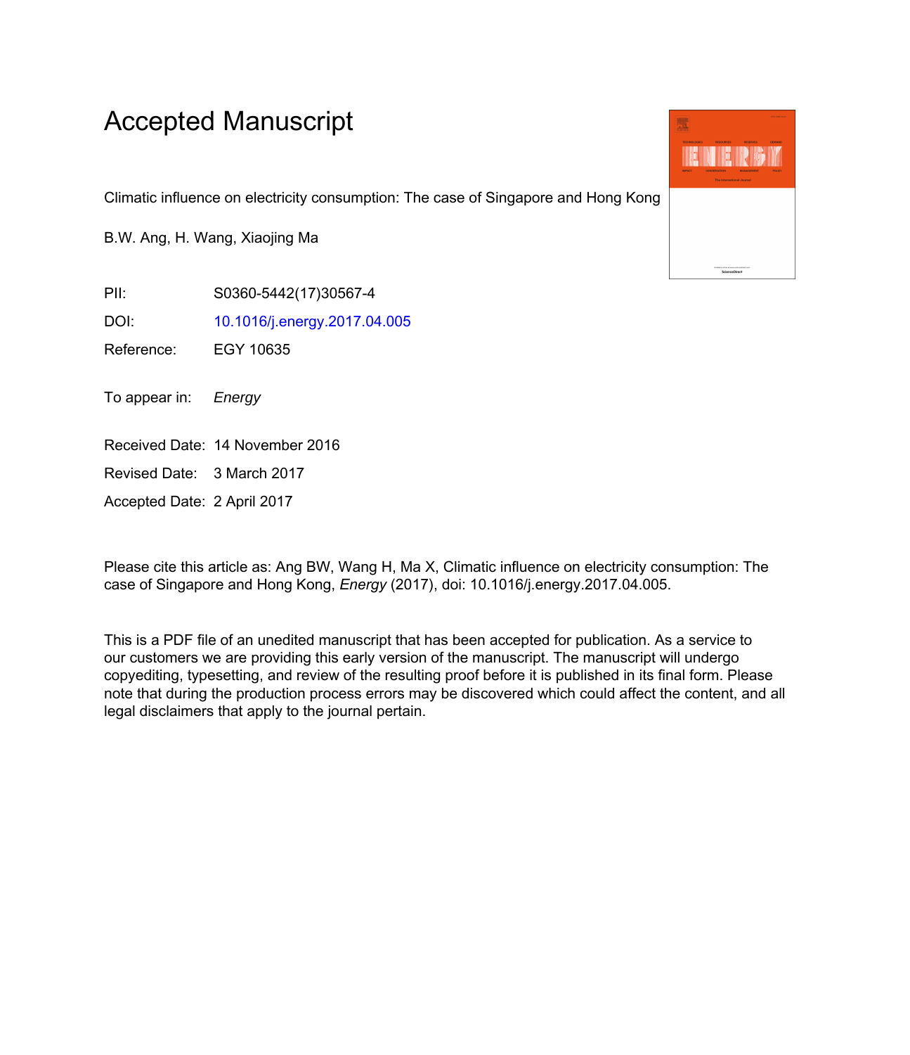# Accepted Manuscript

Climatic influence on electricity consumption: The case of Singapore and Hong Kong

B.W. Ang, H. Wang, Xiaojing Ma

PII: S0360-5442(17)30567-4

DOI: 10.1016/j.energy.2017.04.005

Reference: EGY 10635

To appear in: *Energy*

Received Date: 14 November 2016

Revised Date: 3 March 2017

Accepted Date: 2 April 2017

Please cite this article as: Ang BW, Wang H, Ma X, Climatic influence on electricity consumption: The case of Singapore and Hong Kong, *Energy* (2017), doi: 10.1016/j.energy.2017.04.005.

This is a PDF file of an unedited manuscript that has been accepted for publication. As a service to our customers we are providing this early version of the manuscript. The manuscript will undergo copyediting, typesetting, and review of the resulting proof before it is published in its final form. Please note that during the production process errors may be discovered which could affect the content, and all legal disclaimers that apply to the journal pertain.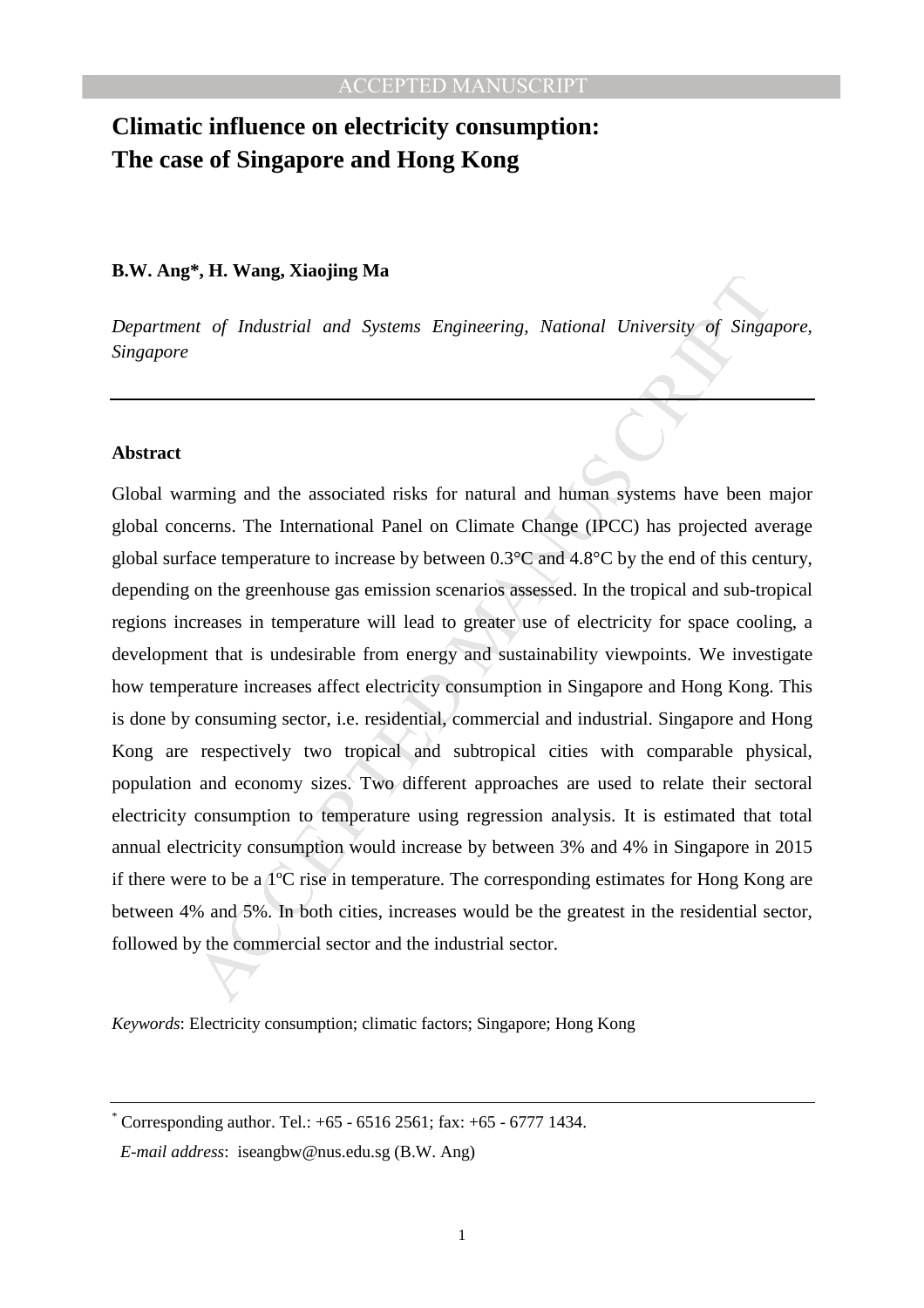# Climatic influence on electricity consumption: The case of Singapore and Hong Kong

**B.W. Ang*, H. Wang, Xiaojing Ma**

*Department of Industrial and Systems Engineering, National University of Singapore, Singapore*

---

### Abstract

Global warming and the associated risks for natural and human systems have been major global concerns. The International Panel on Climate Change (IPCC) has projected average global surface temperature to increase by between 0.3°C and 4.8°C by the end of this century, depending on the greenhouse gas emission scenarios assessed. In the tropical and sub-tropical regions increases in temperature will lead to greater use of electricity for space cooling, a development that is undesirable from energy and sustainability viewpoints. We investigate how temperature increases affect electricity consumption in Singapore and Hong Kong. This is done by consuming sector, i.e. residential, commercial and industrial. Singapore and Hong Kong are respectively two tropical and subtropical cities with comparable physical, population and economy sizes. Two different approaches are used to relate their sectoral electricity consumption to temperature using regression analysis. It is estimated that total annual electricity consumption would increase by between 3% and 4% in Singapore in 2015 if there were to be a 1ºC rise in temperature. The corresponding estimates for Hong Kong are between 4% and 5%. In both cities, increases would be the greatest in the residential sector, followed by the commercial sector and the industrial sector.

*Keywords*: Electricity consumption; climatic factors; Singapore; Hong Kong

---

\* Corresponding author. Tel.: +65 - 6516 2561; fax: +65 - 6777 1434.

*E-mail address*: iseangbw@nus.edu.sg (B.W. Ang)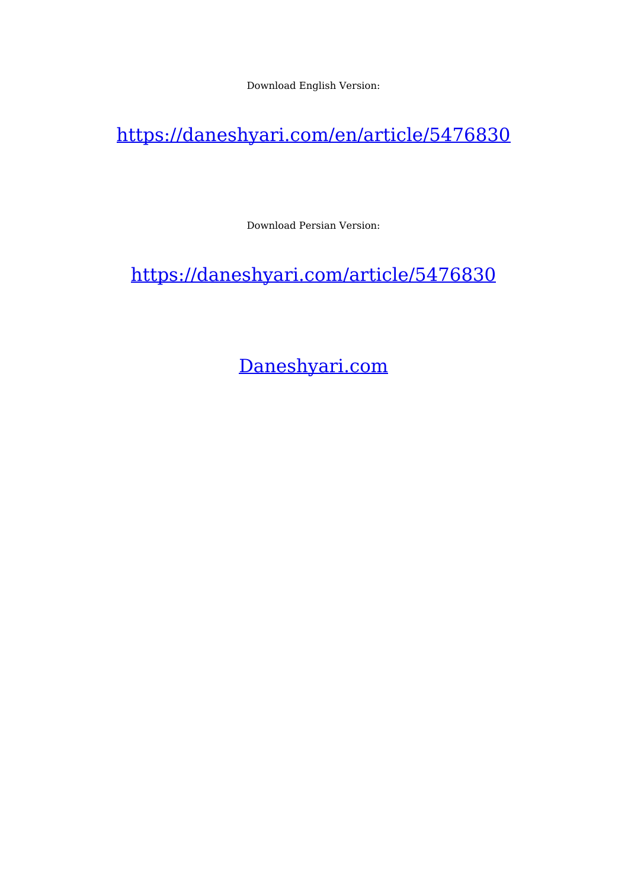Download English Version:

https://daneshyari.com/en/article/5476830

Download Persian Version:

https://daneshyari.com/article/5476830

Daneshyari.com